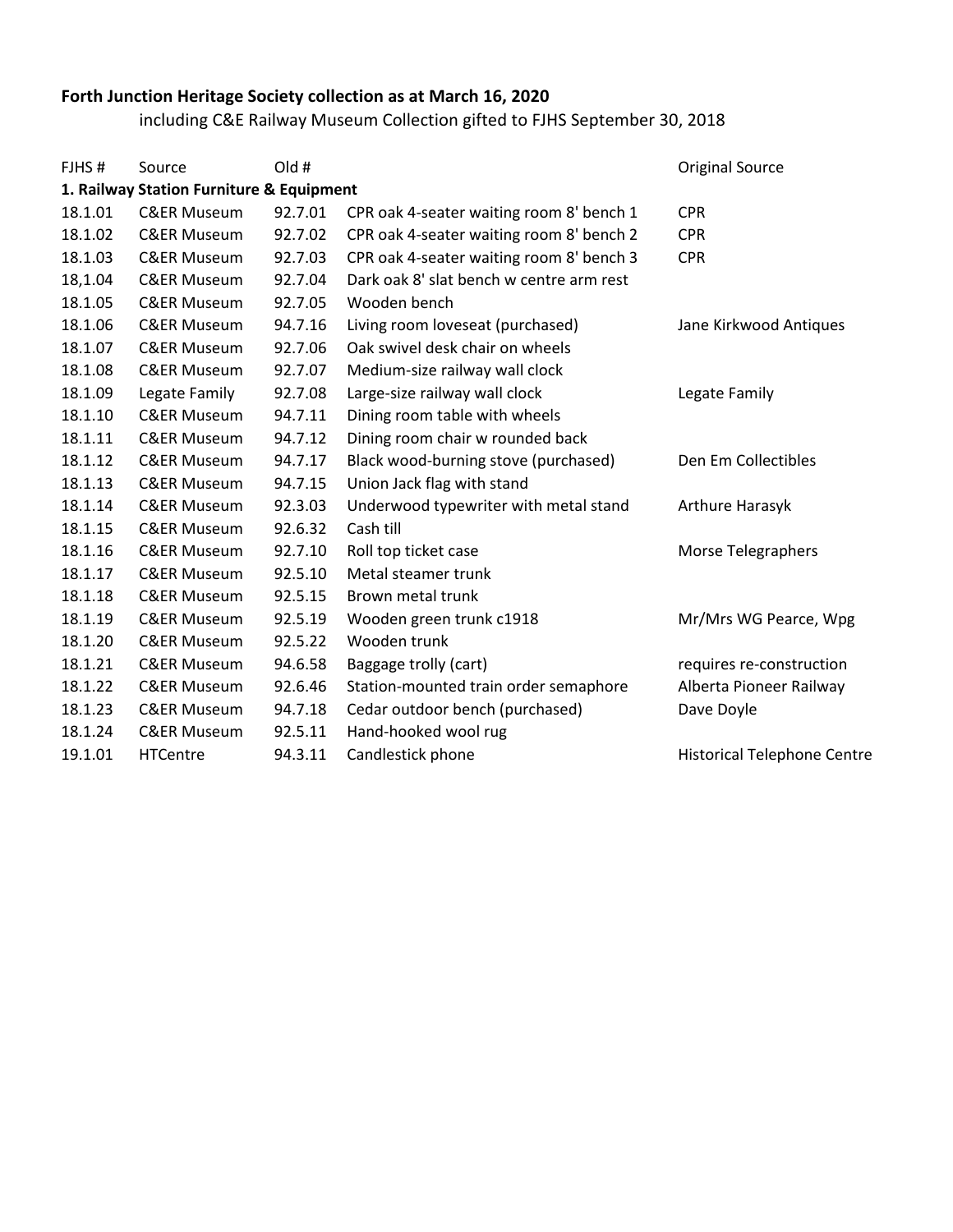**Forth Junction Heritage Society collection as at March 16, 2020**

including C&E Railway Museum Collection gifted to FJHS September 30, 2018

| FJHS # | Source | Old # | | Original Source |
|---|---|---|---|---|
| **1. Railway Station Furniture & Equipment** | | | | |
| 18.1.01 | C&ER Museum | 92.7.01 | CPR oak 4-seater waiting room 8' bench 1 | CPR |
| 18.1.02 | C&ER Museum | 92.7.02 | CPR oak 4-seater waiting room 8' bench 2 | CPR |
| 18.1.03 | C&ER Museum | 92.7.03 | CPR oak 4-seater waiting room 8' bench 3 | CPR |
| 18,1.04 | C&ER Museum | 92.7.04 | Dark oak 8' slat bench w centre arm rest | |
| 18.1.05 | C&ER Museum | 92.7.05 | Wooden bench | |
| 18.1.06 | C&ER Museum | 94.7.16 | Living room loveseat (purchased) | Jane Kirkwood Antiques |
| 18.1.07 | C&ER Museum | 92.7.06 | Oak swivel desk chair on wheels | |
| 18.1.08 | C&ER Museum | 92.7.07 | Medium-size railway wall clock | |
| 18.1.09 | Legate Family | 92.7.08 | Large-size railway wall clock | Legate Family |
| 18.1.10 | C&ER Museum | 94.7.11 | Dining room table with wheels | |
| 18.1.11 | C&ER Museum | 94.7.12 | Dining room chair w rounded back | |
| 18.1.12 | C&ER Museum | 94.7.17 | Black wood-burning stove (purchased) | Den Em Collectibles |
| 18.1.13 | C&ER Museum | 94.7.15 | Union Jack flag with stand | |
| 18.1.14 | C&ER Museum | 92.3.03 | Underwood typewriter with metal stand | Arthure Harasyk |
| 18.1.15 | C&ER Museum | 92.6.32 | Cash till | |
| 18.1.16 | C&ER Museum | 92.7.10 | Roll top ticket case | Morse Telegraphers |
| 18.1.17 | C&ER Museum | 92.5.10 | Metal steamer trunk | |
| 18.1.18 | C&ER Museum | 92.5.15 | Brown metal trunk | |
| 18.1.19 | C&ER Museum | 92.5.19 | Wooden green trunk c1918 | Mr/Mrs WG Pearce, Wpg |
| 18.1.20 | C&ER Museum | 92.5.22 | Wooden trunk | |
| 18.1.21 | C&ER Museum | 94.6.58 | Baggage trolly (cart) | requires re-construction |
| 18.1.22 | C&ER Museum | 92.6.46 | Station-mounted train order semaphore | Alberta Pioneer Railway |
| 18.1.23 | C&ER Museum | 94.7.18 | Cedar outdoor bench (purchased) | Dave Doyle |
| 18.1.24 | C&ER Museum | 92.5.11 | Hand-hooked wool rug | |
| 19.1.01 | HTCentre | 94.3.11 | Candlestick phone | Historical Telephone Centre |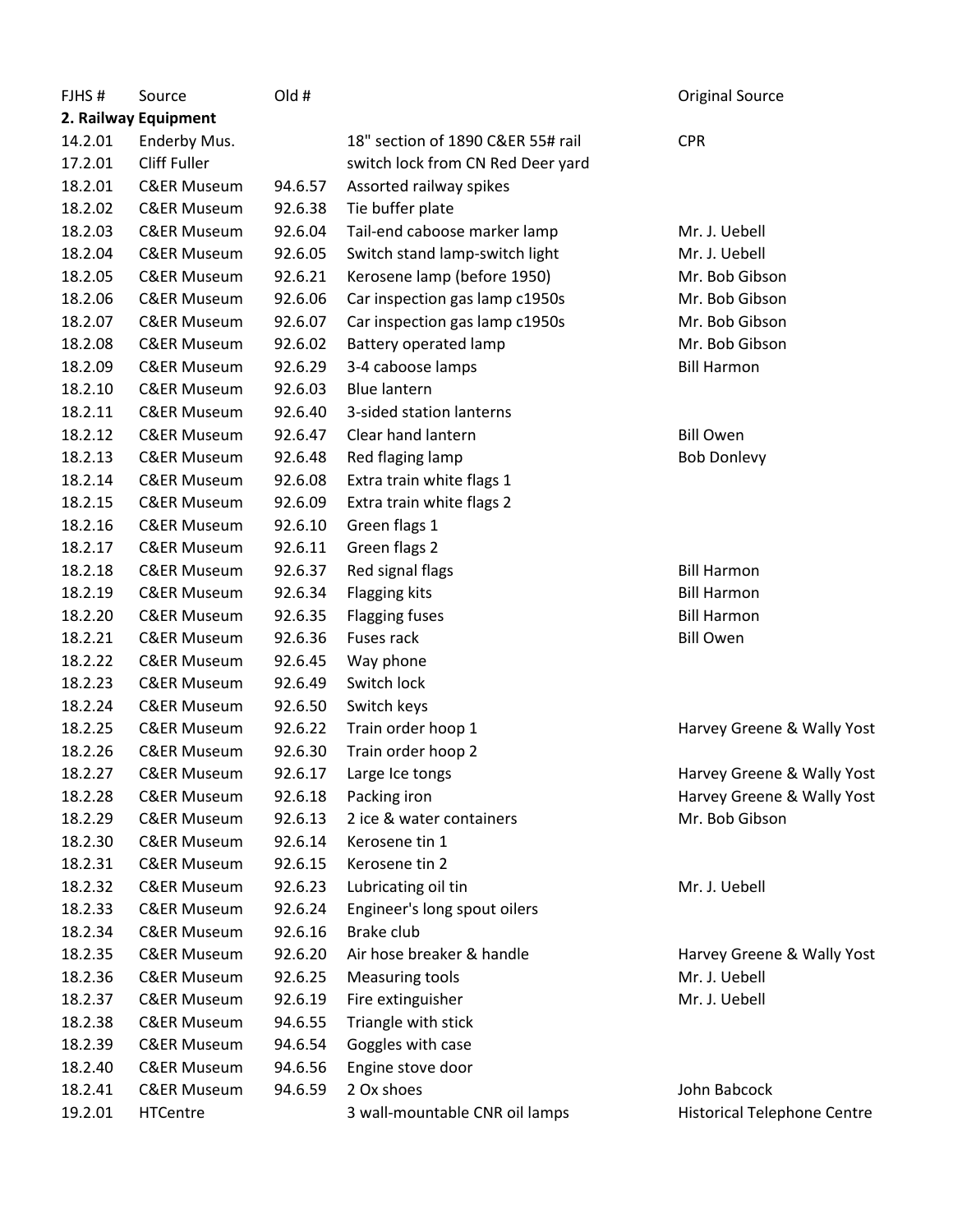| FJHS # | Source | Old # | | Original Source |
|---|---|---|---|---|
| **2. Railway Equipment** | | | | |
| 14.2.01 | Enderby Mus. | | 18" section of 1890 C&ER 55# rail | CPR |
| 17.2.01 | Cliff Fuller | | switch lock from CN Red Deer yard | |
| 18.2.01 | C&ER Museum | 94.6.57 | Assorted railway spikes | |
| 18.2.02 | C&ER Museum | 92.6.38 | Tie buffer plate | |
| 18.2.03 | C&ER Museum | 92.6.04 | Tail-end caboose marker lamp | Mr. J. Uebell |
| 18.2.04 | C&ER Museum | 92.6.05 | Switch stand lamp-switch light | Mr. J. Uebell |
| 18.2.05 | C&ER Museum | 92.6.21 | Kerosene lamp (before 1950) | Mr. Bob Gibson |
| 18.2.06 | C&ER Museum | 92.6.06 | Car inspection gas lamp c1950s | Mr. Bob Gibson |
| 18.2.07 | C&ER Museum | 92.6.07 | Car inspection gas lamp c1950s | Mr. Bob Gibson |
| 18.2.08 | C&ER Museum | 92.6.02 | Battery operated lamp | Mr. Bob Gibson |
| 18.2.09 | C&ER Museum | 92.6.29 | 3-4 caboose lamps | Bill Harmon |
| 18.2.10 | C&ER Museum | 92.6.03 | Blue lantern | |
| 18.2.11 | C&ER Museum | 92.6.40 | 3-sided station lanterns | |
| 18.2.12 | C&ER Museum | 92.6.47 | Clear hand lantern | Bill Owen |
| 18.2.13 | C&ER Museum | 92.6.48 | Red flaging lamp | Bob Donlevy |
| 18.2.14 | C&ER Museum | 92.6.08 | Extra train white flags 1 | |
| 18.2.15 | C&ER Museum | 92.6.09 | Extra train white flags 2 | |
| 18.2.16 | C&ER Museum | 92.6.10 | Green flags 1 | |
| 18.2.17 | C&ER Museum | 92.6.11 | Green flags 2 | |
| 18.2.18 | C&ER Museum | 92.6.37 | Red signal flags | Bill Harmon |
| 18.2.19 | C&ER Museum | 92.6.34 | Flagging kits | Bill Harmon |
| 18.2.20 | C&ER Museum | 92.6.35 | Flagging fuses | Bill Harmon |
| 18.2.21 | C&ER Museum | 92.6.36 | Fuses rack | Bill Owen |
| 18.2.22 | C&ER Museum | 92.6.45 | Way phone | |
| 18.2.23 | C&ER Museum | 92.6.49 | Switch lock | |
| 18.2.24 | C&ER Museum | 92.6.50 | Switch keys | |
| 18.2.25 | C&ER Museum | 92.6.22 | Train order hoop 1 | Harvey Greene & Wally Yost |
| 18.2.26 | C&ER Museum | 92.6.30 | Train order hoop 2 | |
| 18.2.27 | C&ER Museum | 92.6.17 | Large Ice tongs | Harvey Greene & Wally Yost |
| 18.2.28 | C&ER Museum | 92.6.18 | Packing iron | Harvey Greene & Wally Yost |
| 18.2.29 | C&ER Museum | 92.6.13 | 2 ice & water containers | Mr. Bob Gibson |
| 18.2.30 | C&ER Museum | 92.6.14 | Kerosene tin 1 | |
| 18.2.31 | C&ER Museum | 92.6.15 | Kerosene tin 2 | |
| 18.2.32 | C&ER Museum | 92.6.23 | Lubricating oil tin | Mr. J. Uebell |
| 18.2.33 | C&ER Museum | 92.6.24 | Engineer's long spout oilers | |
| 18.2.34 | C&ER Museum | 92.6.16 | Brake club | |
| 18.2.35 | C&ER Museum | 92.6.20 | Air hose breaker & handle | Harvey Greene & Wally Yost |
| 18.2.36 | C&ER Museum | 92.6.25 | Measuring tools | Mr. J. Uebell |
| 18.2.37 | C&ER Museum | 92.6.19 | Fire extinguisher | Mr. J. Uebell |
| 18.2.38 | C&ER Museum | 94.6.55 | Triangle with stick | |
| 18.2.39 | C&ER Museum | 94.6.54 | Goggles with case | |
| 18.2.40 | C&ER Museum | 94.6.56 | Engine stove door | |
| 18.2.41 | C&ER Museum | 94.6.59 | 2 Ox shoes | John Babcock |
| 19.2.01 | HTCentre | | 3 wall-mountable CNR oil lamps | Historical Telephone Centre |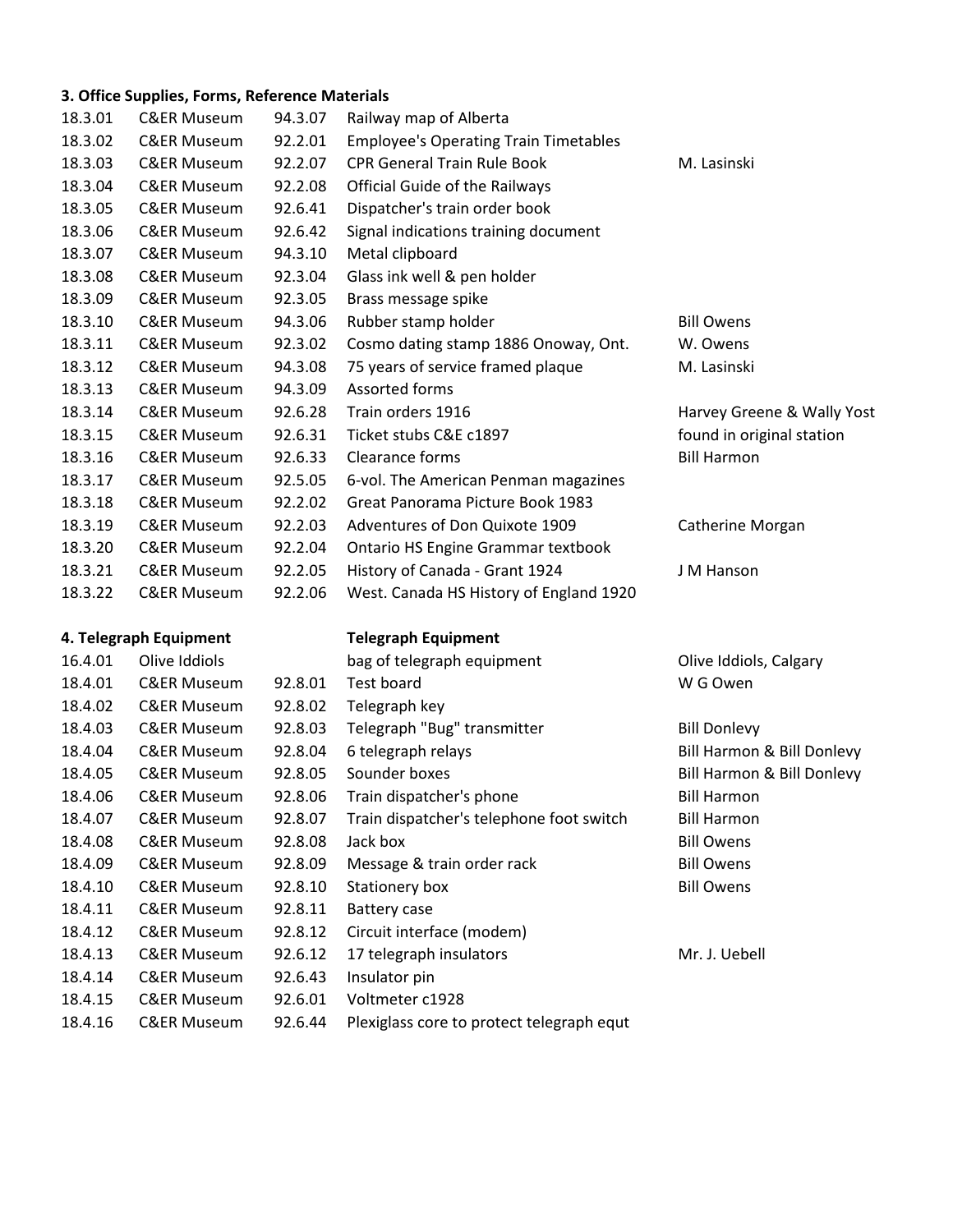**3. Office Supplies, Forms, Reference Materials**

| | | | | |
|---|---|---|---|---|
| 18.3.01 | C&ER Museum | 94.3.07 | Railway map of Alberta | |
| 18.3.02 | C&ER Museum | 92.2.01 | Employee's Operating Train Timetables | |
| 18.3.03 | C&ER Museum | 92.2.07 | CPR General Train Rule Book | M. Lasinski |
| 18.3.04 | C&ER Museum | 92.2.08 | Official Guide of the Railways | |
| 18.3.05 | C&ER Museum | 92.6.41 | Dispatcher's train order book | |
| 18.3.06 | C&ER Museum | 92.6.42 | Signal indications training document | |
| 18.3.07 | C&ER Museum | 94.3.10 | Metal clipboard | |
| 18.3.08 | C&ER Museum | 92.3.04 | Glass ink well & pen holder | |
| 18.3.09 | C&ER Museum | 92.3.05 | Brass message spike | |
| 18.3.10 | C&ER Museum | 94.3.06 | Rubber stamp holder | Bill Owens |
| 18.3.11 | C&ER Museum | 92.3.02 | Cosmo dating stamp 1886 Onoway, Ont. | W. Owens |
| 18.3.12 | C&ER Museum | 94.3.08 | 75 years of service framed plaque | M. Lasinski |
| 18.3.13 | C&ER Museum | 94.3.09 | Assorted forms | |
| 18.3.14 | C&ER Museum | 92.6.28 | Train orders 1916 | Harvey Greene & Wally Yost |
| 18.3.15 | C&ER Museum | 92.6.31 | Ticket stubs C&E c1897 | found in original station |
| 18.3.16 | C&ER Museum | 92.6.33 | Clearance forms | Bill Harmon |
| 18.3.17 | C&ER Museum | 92.5.05 | 6-vol. The American Penman magazines | |
| 18.3.18 | C&ER Museum | 92.2.02 | Great Panorama Picture Book 1983 | |
| 18.3.19 | C&ER Museum | 92.2.03 | Adventures of Don Quixote 1909 | Catherine Morgan |
| 18.3.20 | C&ER Museum | 92.2.04 | Ontario HS Engine Grammar textbook | |
| 18.3.21 | C&ER Museum | 92.2.05 | History of Canada - Grant 1924 | J M Hanson |
| 18.3.22 | C&ER Museum | 92.2.06 | West. Canada HS History of England 1920 | |

**4. Telegraph Equipment** **Telegraph Equipment**

| | | | | |
|---|---|---|---|---|
| 16.4.01 | Olive Iddiols | | bag of telegraph equipment | Olive Iddiols, Calgary |
| 18.4.01 | C&ER Museum | 92.8.01 | Test board | W G Owen |
| 18.4.02 | C&ER Museum | 92.8.02 | Telegraph key | |
| 18.4.03 | C&ER Museum | 92.8.03 | Telegraph "Bug" transmitter | Bill Donlevy |
| 18.4.04 | C&ER Museum | 92.8.04 | 6 telegraph relays | Bill Harmon & Bill Donlevy |
| 18.4.05 | C&ER Museum | 92.8.05 | Sounder boxes | Bill Harmon & Bill Donlevy |
| 18.4.06 | C&ER Museum | 92.8.06 | Train dispatcher's phone | Bill Harmon |
| 18.4.07 | C&ER Museum | 92.8.07 | Train dispatcher's telephone foot switch | Bill Harmon |
| 18.4.08 | C&ER Museum | 92.8.08 | Jack box | Bill Owens |
| 18.4.09 | C&ER Museum | 92.8.09 | Message & train order rack | Bill Owens |
| 18.4.10 | C&ER Museum | 92.8.10 | Stationery box | Bill Owens |
| 18.4.11 | C&ER Museum | 92.8.11 | Battery case | |
| 18.4.12 | C&ER Museum | 92.8.12 | Circuit interface (modem) | |
| 18.4.13 | C&ER Museum | 92.6.12 | 17 telegraph insulators | Mr. J. Uebell |
| 18.4.14 | C&ER Museum | 92.6.43 | Insulator pin | |
| 18.4.15 | C&ER Museum | 92.6.01 | Voltmeter c1928 | |
| 18.4.16 | C&ER Museum | 92.6.44 | Plexiglass core to protect telegraph equt | |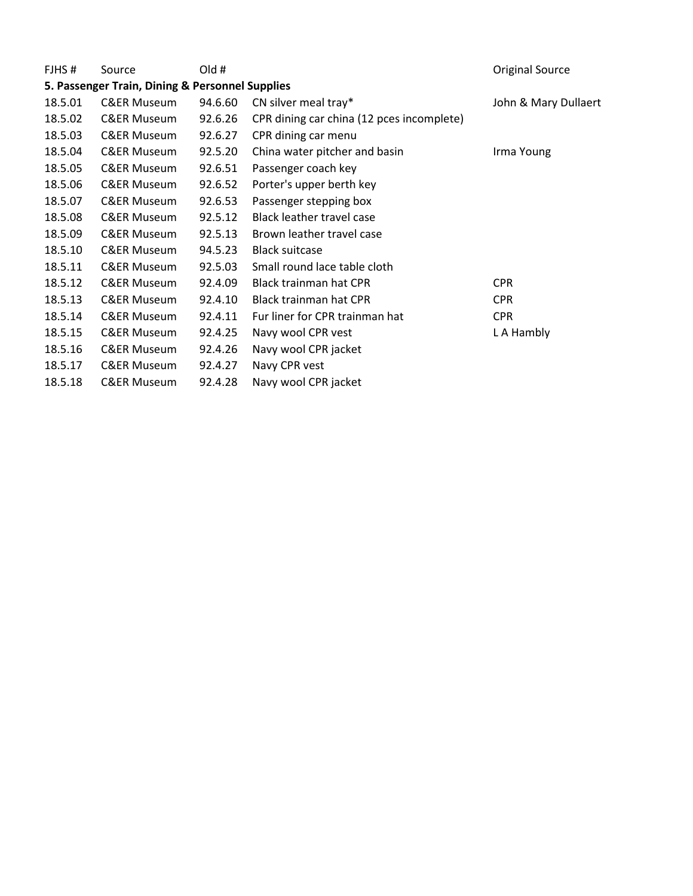| FJHS # | Source | Old # | | Original Source |
|---|---|---|---|---|
| **5. Passenger Train, Dining & Personnel Supplies** | | | | |
| 18.5.01 | C&ER Museum | 94.6.60 | CN silver meal tray* | John & Mary Dullaert |
| 18.5.02 | C&ER Museum | 92.6.26 | CPR dining car china (12 pces incomplete) | |
| 18.5.03 | C&ER Museum | 92.6.27 | CPR dining car menu | |
| 18.5.04 | C&ER Museum | 92.5.20 | China water pitcher and basin | Irma Young |
| 18.5.05 | C&ER Museum | 92.6.51 | Passenger coach key | |
| 18.5.06 | C&ER Museum | 92.6.52 | Porter's upper berth key | |
| 18.5.07 | C&ER Museum | 92.6.53 | Passenger stepping box | |
| 18.5.08 | C&ER Museum | 92.5.12 | Black leather travel case | |
| 18.5.09 | C&ER Museum | 92.5.13 | Brown leather travel case | |
| 18.5.10 | C&ER Museum | 94.5.23 | Black suitcase | |
| 18.5.11 | C&ER Museum | 92.5.03 | Small round lace table cloth | |
| 18.5.12 | C&ER Museum | 92.4.09 | Black trainman hat CPR | CPR |
| 18.5.13 | C&ER Museum | 92.4.10 | Black trainman hat CPR | CPR |
| 18.5.14 | C&ER Museum | 92.4.11 | Fur liner for CPR trainman hat | CPR |
| 18.5.15 | C&ER Museum | 92.4.25 | Navy wool CPR vest | L A Hambly |
| 18.5.16 | C&ER Museum | 92.4.26 | Navy wool CPR jacket | |
| 18.5.17 | C&ER Museum | 92.4.27 | Navy CPR vest | |
| 18.5.18 | C&ER Museum | 92.4.28 | Navy wool CPR jacket | |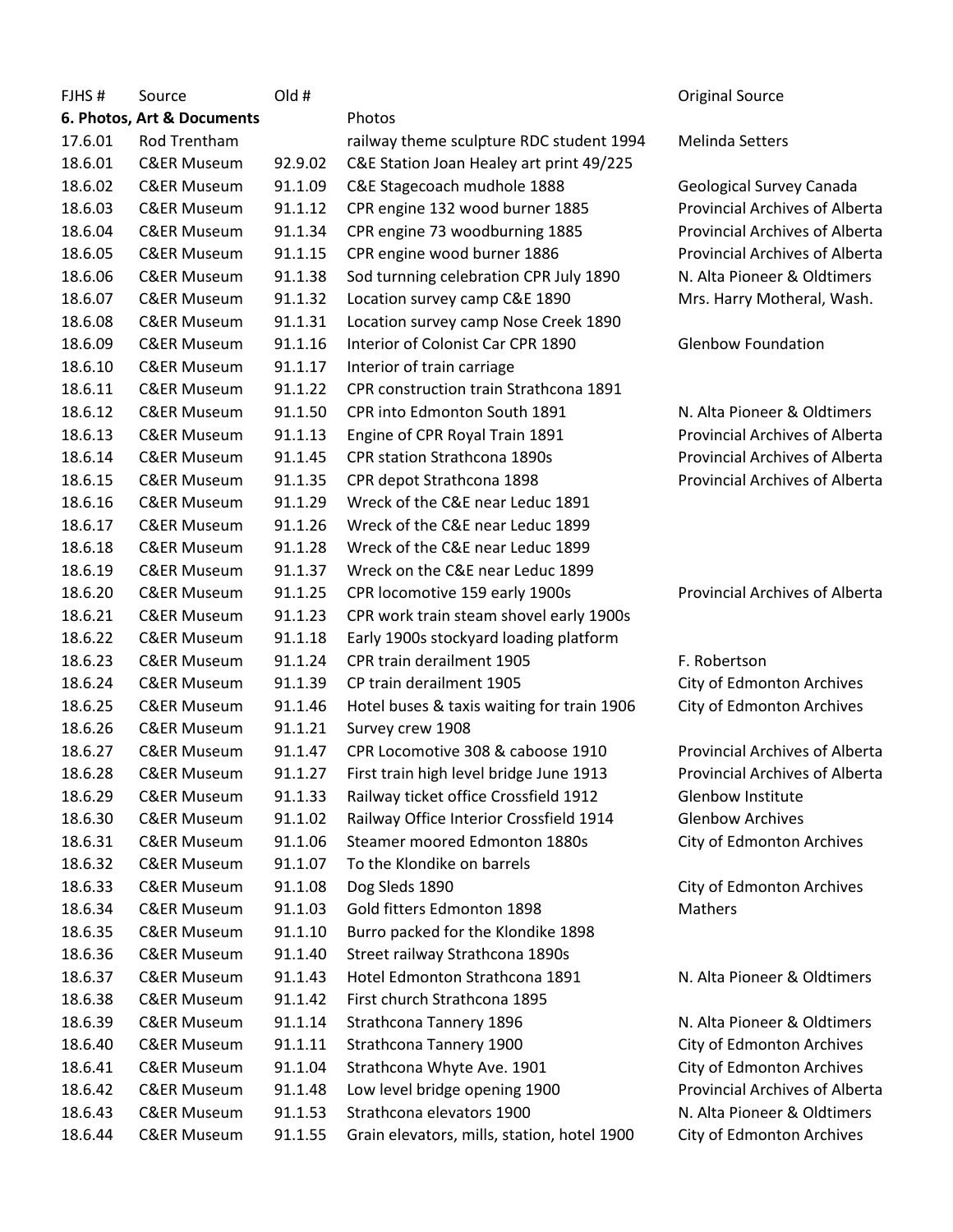| FJHS # | Source | Old # | | Original Source |
|---|---|---|---|---|
| **6. Photos, Art & Documents** | | | Photos | |
| 17.6.01 | Rod Trentham | | railway theme sculpture RDC student 1994 | Melinda Setters |
| 18.6.01 | C&ER Museum | 92.9.02 | C&E Station Joan Healey art print 49/225 | |
| 18.6.02 | C&ER Museum | 91.1.09 | C&E Stagecoach mudhole 1888 | Geological Survey Canada |
| 18.6.03 | C&ER Museum | 91.1.12 | CPR engine 132 wood burner 1885 | Provincial Archives of Alberta |
| 18.6.04 | C&ER Museum | 91.1.34 | CPR engine 73 woodburning 1885 | Provincial Archives of Alberta |
| 18.6.05 | C&ER Museum | 91.1.15 | CPR engine wood burner 1886 | Provincial Archives of Alberta |
| 18.6.06 | C&ER Museum | 91.1.38 | Sod turnning celebration CPR July 1890 | N. Alta Pioneer & Oldtimers |
| 18.6.07 | C&ER Museum | 91.1.32 | Location survey camp C&E 1890 | Mrs. Harry Motheral, Wash. |
| 18.6.08 | C&ER Museum | 91.1.31 | Location survey camp Nose Creek 1890 | |
| 18.6.09 | C&ER Museum | 91.1.16 | Interior of Colonist Car CPR 1890 | Glenbow Foundation |
| 18.6.10 | C&ER Museum | 91.1.17 | Interior of train carriage | |
| 18.6.11 | C&ER Museum | 91.1.22 | CPR construction train Strathcona 1891 | |
| 18.6.12 | C&ER Museum | 91.1.50 | CPR into Edmonton South 1891 | N. Alta Pioneer & Oldtimers |
| 18.6.13 | C&ER Museum | 91.1.13 | Engine of CPR Royal Train 1891 | Provincial Archives of Alberta |
| 18.6.14 | C&ER Museum | 91.1.45 | CPR station Strathcona 1890s | Provincial Archives of Alberta |
| 18.6.15 | C&ER Museum | 91.1.35 | CPR depot Strathcona 1898 | Provincial Archives of Alberta |
| 18.6.16 | C&ER Museum | 91.1.29 | Wreck of the C&E near Leduc 1891 | |
| 18.6.17 | C&ER Museum | 91.1.26 | Wreck of the C&E near Leduc 1899 | |
| 18.6.18 | C&ER Museum | 91.1.28 | Wreck of the C&E near Leduc 1899 | |
| 18.6.19 | C&ER Museum | 91.1.37 | Wreck on the C&E near Leduc 1899 | |
| 18.6.20 | C&ER Museum | 91.1.25 | CPR locomotive 159 early 1900s | Provincial Archives of Alberta |
| 18.6.21 | C&ER Museum | 91.1.23 | CPR work train steam shovel early 1900s | |
| 18.6.22 | C&ER Museum | 91.1.18 | Early 1900s stockyard loading platform | |
| 18.6.23 | C&ER Museum | 91.1.24 | CPR train derailment 1905 | F. Robertson |
| 18.6.24 | C&ER Museum | 91.1.39 | CP train derailment 1905 | City of Edmonton Archives |
| 18.6.25 | C&ER Museum | 91.1.46 | Hotel buses & taxis waiting for train 1906 | City of Edmonton Archives |
| 18.6.26 | C&ER Museum | 91.1.21 | Survey crew 1908 | |
| 18.6.27 | C&ER Museum | 91.1.47 | CPR Locomotive 308 & caboose 1910 | Provincial Archives of Alberta |
| 18.6.28 | C&ER Museum | 91.1.27 | First train high level bridge June 1913 | Provincial Archives of Alberta |
| 18.6.29 | C&ER Museum | 91.1.33 | Railway ticket office Crossfield 1912 | Glenbow Institute |
| 18.6.30 | C&ER Museum | 91.1.02 | Railway Office Interior Crossfield 1914 | Glenbow Archives |
| 18.6.31 | C&ER Museum | 91.1.06 | Steamer moored Edmonton 1880s | City of Edmonton Archives |
| 18.6.32 | C&ER Museum | 91.1.07 | To the Klondike on barrels | |
| 18.6.33 | C&ER Museum | 91.1.08 | Dog Sleds 1890 | City of Edmonton Archives |
| 18.6.34 | C&ER Museum | 91.1.03 | Gold fitters Edmonton 1898 | Mathers |
| 18.6.35 | C&ER Museum | 91.1.10 | Burro packed for the Klondike 1898 | |
| 18.6.36 | C&ER Museum | 91.1.40 | Street railway Strathcona 1890s | |
| 18.6.37 | C&ER Museum | 91.1.43 | Hotel Edmonton Strathcona 1891 | N. Alta Pioneer & Oldtimers |
| 18.6.38 | C&ER Museum | 91.1.42 | First church Strathcona 1895 | |
| 18.6.39 | C&ER Museum | 91.1.14 | Strathcona Tannery 1896 | N. Alta Pioneer & Oldtimers |
| 18.6.40 | C&ER Museum | 91.1.11 | Strathcona Tannery 1900 | City of Edmonton Archives |
| 18.6.41 | C&ER Museum | 91.1.04 | Strathcona Whyte Ave. 1901 | City of Edmonton Archives |
| 18.6.42 | C&ER Museum | 91.1.48 | Low level bridge opening 1900 | Provincial Archives of Alberta |
| 18.6.43 | C&ER Museum | 91.1.53 | Strathcona elevators 1900 | N. Alta Pioneer & Oldtimers |
| 18.6.44 | C&ER Museum | 91.1.55 | Grain elevators, mills, station, hotel 1900 | City of Edmonton Archives |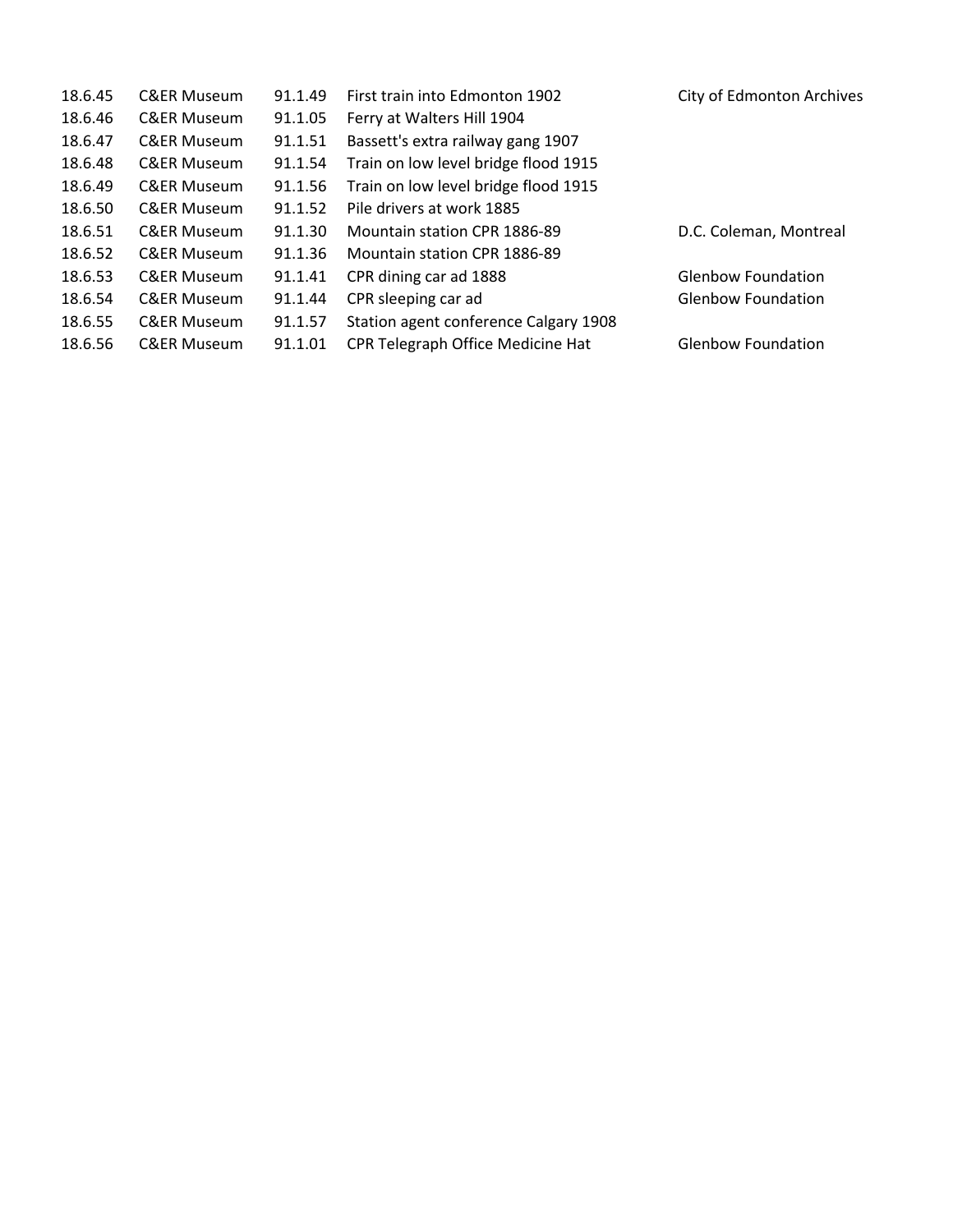| | | | | |
|---|---|---|---|---|
| 18.6.45 | C&ER Museum | 91.1.49 | First train into Edmonton 1902 | City of Edmonton Archives |
| 18.6.46 | C&ER Museum | 91.1.05 | Ferry at Walters Hill 1904 | |
| 18.6.47 | C&ER Museum | 91.1.51 | Bassett's extra railway gang 1907 | |
| 18.6.48 | C&ER Museum | 91.1.54 | Train on low level bridge flood 1915 | |
| 18.6.49 | C&ER Museum | 91.1.56 | Train on low level bridge flood 1915 | |
| 18.6.50 | C&ER Museum | 91.1.52 | Pile drivers at work 1885 | |
| 18.6.51 | C&ER Museum | 91.1.30 | Mountain station CPR 1886-89 | D.C. Coleman, Montreal |
| 18.6.52 | C&ER Museum | 91.1.36 | Mountain station CPR 1886-89 | |
| 18.6.53 | C&ER Museum | 91.1.41 | CPR dining car ad 1888 | Glenbow Foundation |
| 18.6.54 | C&ER Museum | 91.1.44 | CPR sleeping car ad | Glenbow Foundation |
| 18.6.55 | C&ER Museum | 91.1.57 | Station agent conference Calgary 1908 | |
| 18.6.56 | C&ER Museum | 91.1.01 | CPR Telegraph Office Medicine Hat | Glenbow Foundation |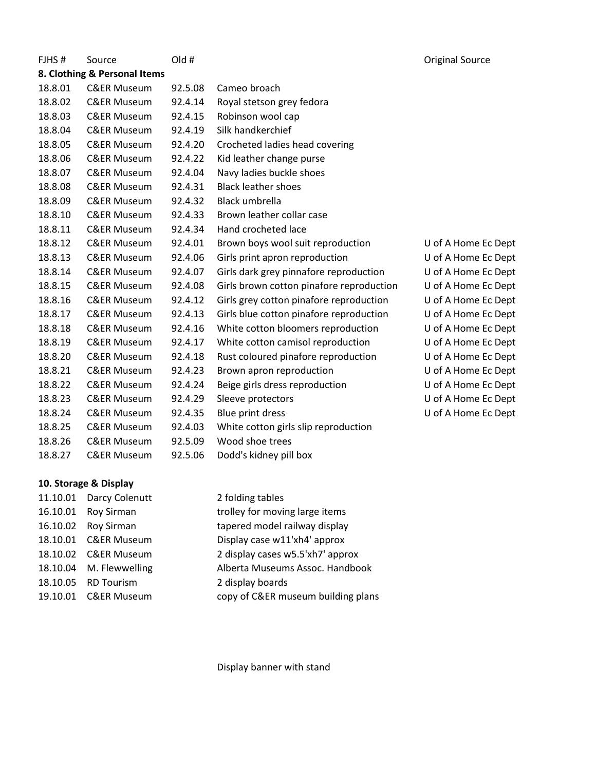| FJHS # | Source | Old # | | Original Source |
| --- | --- | --- | --- | --- |
| **8. Clothing & Personal Items** | | | | |
| 18.8.01 | C&ER Museum | 92.5.08 | Cameo broach | |
| 18.8.02 | C&ER Museum | 92.4.14 | Royal stetson grey fedora | |
| 18.8.03 | C&ER Museum | 92.4.15 | Robinson wool cap | |
| 18.8.04 | C&ER Museum | 92.4.19 | Silk handkerchief | |
| 18.8.05 | C&ER Museum | 92.4.20 | Crocheted ladies head covering | |
| 18.8.06 | C&ER Museum | 92.4.22 | Kid leather change purse | |
| 18.8.07 | C&ER Museum | 92.4.04 | Navy ladies buckle shoes | |
| 18.8.08 | C&ER Museum | 92.4.31 | Black leather shoes | |
| 18.8.09 | C&ER Museum | 92.4.32 | Black umbrella | |
| 18.8.10 | C&ER Museum | 92.4.33 | Brown leather collar case | |
| 18.8.11 | C&ER Museum | 92.4.34 | Hand crocheted lace | |
| 18.8.12 | C&ER Museum | 92.4.01 | Brown boys wool suit reproduction | U of A Home Ec Dept |
| 18.8.13 | C&ER Museum | 92.4.06 | Girls print apron reproduction | U of A Home Ec Dept |
| 18.8.14 | C&ER Museum | 92.4.07 | Girls dark grey pinnafore reproduction | U of A Home Ec Dept |
| 18.8.15 | C&ER Museum | 92.4.08 | Girls brown cotton pinafore reproduction | U of A Home Ec Dept |
| 18.8.16 | C&ER Museum | 92.4.12 | Girls grey cotton pinafore reproduction | U of A Home Ec Dept |
| 18.8.17 | C&ER Museum | 92.4.13 | Girls blue cotton pinafore reproduction | U of A Home Ec Dept |
| 18.8.18 | C&ER Museum | 92.4.16 | White cotton bloomers reproduction | U of A Home Ec Dept |
| 18.8.19 | C&ER Museum | 92.4.17 | White cotton camisol reproduction | U of A Home Ec Dept |
| 18.8.20 | C&ER Museum | 92.4.18 | Rust coloured pinafore reproduction | U of A Home Ec Dept |
| 18.8.21 | C&ER Museum | 92.4.23 | Brown apron reproduction | U of A Home Ec Dept |
| 18.8.22 | C&ER Museum | 92.4.24 | Beige girls dress reproduction | U of A Home Ec Dept |
| 18.8.23 | C&ER Museum | 92.4.29 | Sleeve protectors | U of A Home Ec Dept |
| 18.8.24 | C&ER Museum | 92.4.35 | Blue print dress | U of A Home Ec Dept |
| 18.8.25 | C&ER Museum | 92.4.03 | White cotton girls slip reproduction | |
| 18.8.26 | C&ER Museum | 92.5.09 | Wood shoe trees | |
| 18.8.27 | C&ER Museum | 92.5.06 | Dodd's kidney pill box | |
| | | | | |
| **10. Storage & Display** | | | | |
| 11.10.01 | Darcy Colenutt | | 2 folding tables | |
| 16.10.01 | Roy Sirman | | trolley for moving large items | |
| 16.10.02 | Roy Sirman | | tapered model railway display | |
| 18.10.01 | C&ER Museum | | Display case w11'xh4' approx | |
| 18.10.02 | C&ER Museum | | 2 display cases w5.5'xh7' approx | |
| 18.10.04 | M. Flewwelling | | Alberta Museums Assoc. Handbook | |
| 18.10.05 | RD Tourism | | 2 display boards | |
| 19.10.01 | C&ER Museum | | copy of C&ER museum building plans | |
| | | | | |
| | | | Display banner with stand | |